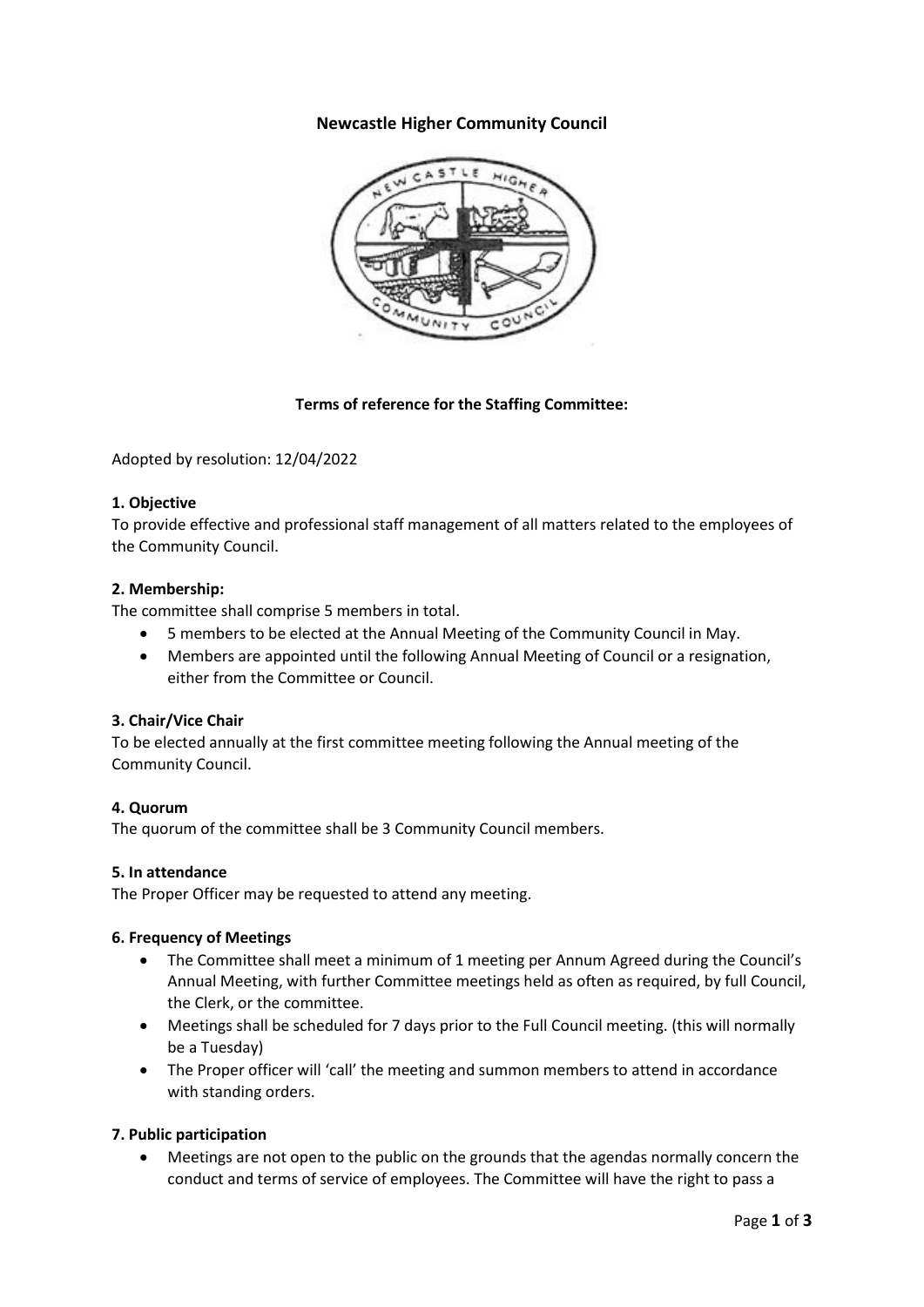# Newcastle Higher Community Council

### Terms of reference for the Staffing Committee:

Adopted by resolution: 12/04/2022

**1. Objective**

To provide effective and professional staff management of all matters related to the employees of the Community Council.

**2. Membership:**

The committee shall comprise 5 members in total.

- 5 members to be elected at the Annual Meeting of the Community Council in May.
- Members are appointed until the following Annual Meeting of Council or a resignation, either from the Committee or Council.

**3. Chair/Vice Chair**

To be elected annually at the first committee meeting following the Annual meeting of the Community Council.

**4. Quorum**

The quorum of the committee shall be 3 Community Council members.

**5. In attendance**

The Proper Officer may be requested to attend any meeting.

**6. Frequency of Meetings**

- The Committee shall meet a minimum of 1 meeting per Annum Agreed during the Council's Annual Meeting, with further Committee meetings held as often as required, by full Council, the Clerk, or the committee.
- Meetings shall be scheduled for 7 days prior to the Full Council meeting. (this will normally be a Tuesday)
- The Proper officer will 'call' the meeting and summon members to attend in accordance with standing orders.

**7. Public participation**

- Meetings are not open to the public on the grounds that the agendas normally concern the conduct and terms of service of employees. The Committee will have the right to pass a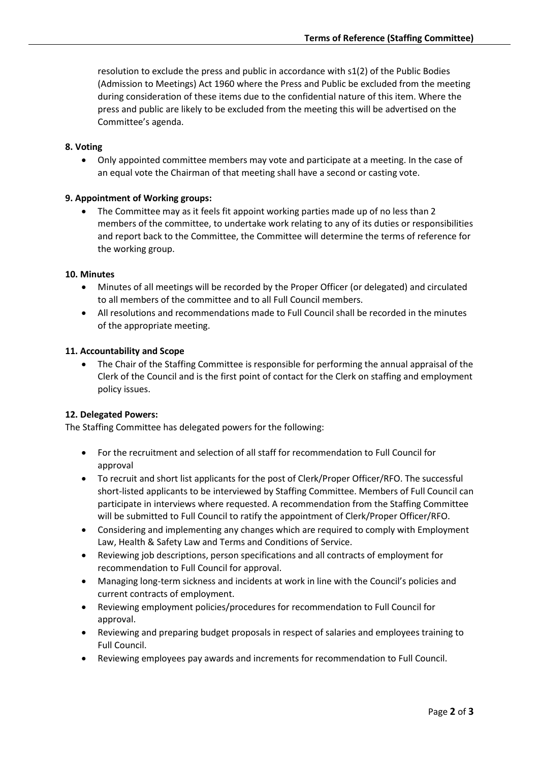resolution to exclude the press and public in accordance with s1(2) of the Public Bodies (Admission to Meetings) Act 1960 where the Press and Public be excluded from the meeting during consideration of these items due to the confidential nature of this item. Where the press and public are likely to be excluded from the meeting this will be advertised on the Committee's agenda.

**8. Voting**

- Only appointed committee members may vote and participate at a meeting. In the case of an equal vote the Chairman of that meeting shall have a second or casting vote.

**9. Appointment of Working groups:**

- The Committee may as it feels fit appoint working parties made up of no less than 2 members of the committee, to undertake work relating to any of its duties or responsibilities and report back to the Committee, the Committee will determine the terms of reference for the working group.

**10. Minutes**

- Minutes of all meetings will be recorded by the Proper Officer (or delegated) and circulated to all members of the committee and to all Full Council members.
- All resolutions and recommendations made to Full Council shall be recorded in the minutes of the appropriate meeting.

**11. Accountability and Scope**

- The Chair of the Staffing Committee is responsible for performing the annual appraisal of the Clerk of the Council and is the first point of contact for the Clerk on staffing and employment policy issues.

**12. Delegated Powers:**

The Staffing Committee has delegated powers for the following:

- For the recruitment and selection of all staff for recommendation to Full Council for approval
- To recruit and short list applicants for the post of Clerk/Proper Officer/RFO. The successful short-listed applicants to be interviewed by Staffing Committee. Members of Full Council can participate in interviews where requested. A recommendation from the Staffing Committee will be submitted to Full Council to ratify the appointment of Clerk/Proper Officer/RFO.
- Considering and implementing any changes which are required to comply with Employment Law, Health & Safety Law and Terms and Conditions of Service.
- Reviewing job descriptions, person specifications and all contracts of employment for recommendation to Full Council for approval.
- Managing long-term sickness and incidents at work in line with the Council's policies and current contracts of employment.
- Reviewing employment policies/procedures for recommendation to Full Council for approval.
- Reviewing and preparing budget proposals in respect of salaries and employees training to Full Council.
- Reviewing employees pay awards and increments for recommendation to Full Council.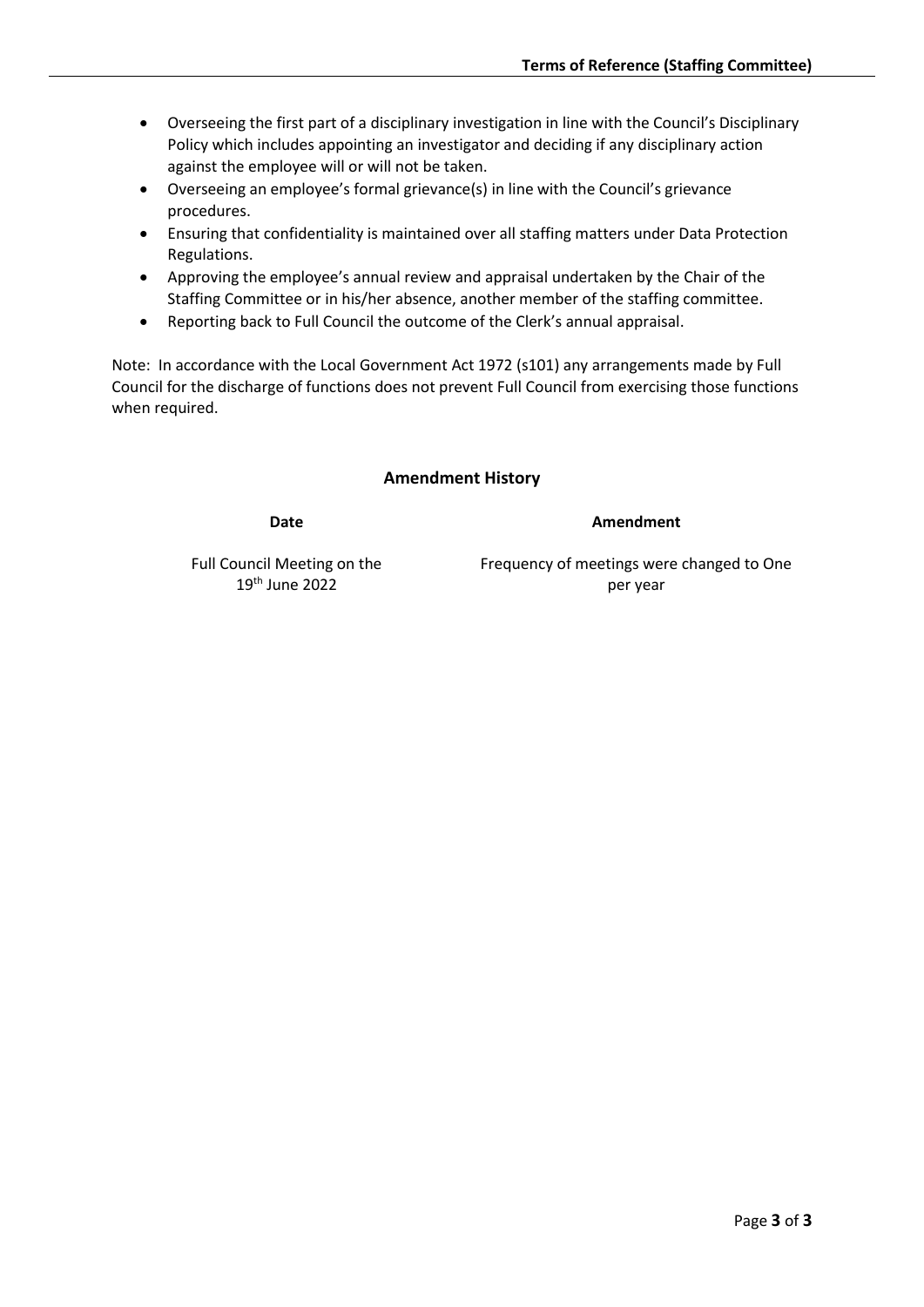- Overseeing the first part of a disciplinary investigation in line with the Council's Disciplinary Policy which includes appointing an investigator and deciding if any disciplinary action against the employee will or will not be taken.
- Overseeing an employee's formal grievance(s) in line with the Council's grievance procedures.
- Ensuring that confidentiality is maintained over all staffing matters under Data Protection Regulations.
- Approving the employee's annual review and appraisal undertaken by the Chair of the Staffing Committee or in his/her absence, another member of the staffing committee.
- Reporting back to Full Council the outcome of the Clerk's annual appraisal.

Note: In accordance with the Local Government Act 1972 (s101) any arrangements made by Full Council for the discharge of functions does not prevent Full Council from exercising those functions when required.

## Amendment History

| Date | Amendment |
|---|---|
| Full Council Meeting on the 19th June 2022 | Frequency of meetings were changed to One per year |